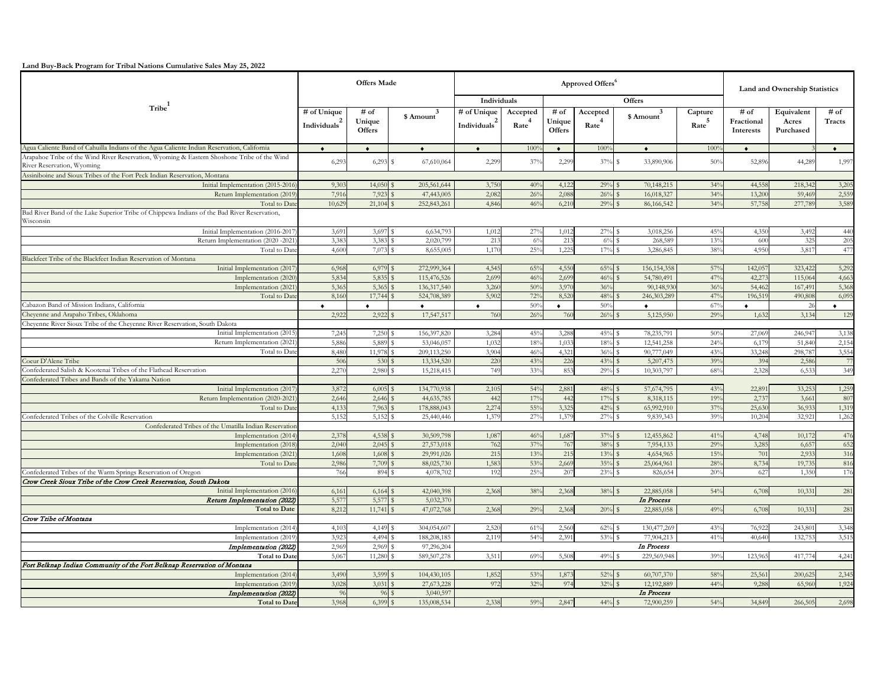**Land Buy-Back Program for Tribal Nations Cumulative Sales May 25, 2022**

| Tribe[1] | Offers Made | | | Approved Offers[6] | | | | | | Land and Ownership Statistics | | |
|---|---|---|---|---|---|---|---|---|---|---|---|---|
| | | | | Individuals | | Offers | | | | | | |
| | # of Unique Individuals[2] | # of Unique Offers | $ Amount[3] | # of Unique Individuals[2] | Accepted Rate[4] | # of Unique Offers | Accepted Rate[4] | $ Amount[3] | Capture Rate[5] | # of Fractional Interests | Equivalent Acres Purchased | # of Tracts |
| Agua Caliente Band of Cahuilla Indians of the Agua Caliente Indian Reservation, California | ♦ | ♦ | ♦ | ♦ | 100% | ♦ | 100% | ♦ | 100% | ♦ | 3 | ♦ |
| Arapahoe Tribe of the Wind River Reservation, Wyoming & Eastern Shoshone Tribe of the Wind River Reservation, Wyoming | 6,293 | 6,293 | $ 67,610,064 | 2,299 | 37% | 2,299 | 37% | $ 33,890,906 | 50% | 52,896 | 44,289 | 1,997 |
| Assiniboine and Sioux Tribes of the Fort Peck Indian Reservation, Montana | | | | | | | | | | | | |
| Initial Implementation (2015-2016) | 9,303 | 14,050 | $ 205,561,644 | 3,750 | 40% | 4,122 | 29% | $ 70,148,215 | 34% | 44,558 | 218,342 | 3,205 |
| Return Implementation (2019) | 7,916 | 7,923 | $ 47,443,005 | 2,082 | 26% | 2,088 | 26% | $ 16,018,327 | 34% | 13,200 | 59,469 | 2,559 |
| Total to Date | 10,629 | 21,104 | $ 252,843,261 | 4,846 | 46% | 6,210 | 29% | $ 86,166,542 | 34% | 57,758 | 277,789 | 3,589 |
| Bad River Band of the Lake Superior Tribe of Chippewa Indians of the Bad River Reservation, Wisconsin | | | | | | | | | | | | |
| Initial Implementation (2016-2017) | 3,691 | 3,697 | $ 6,634,793 | 1,012 | 27% | 1,012 | 27% | $ 3,018,256 | 45% | 4,350 | 3,492 | 440 |
| Return Implementation (2020 -2021) | 3,383 | 3,383 | $ 2,020,799 | 213 | 6% | 213 | 6% | $ 268,589 | 13% | 600 | 325 | 205 |
| Total to Date | 4,600 | 7,073 | $ 8,655,005 | 1,170 | 25% | 1,225 | 17% | $ 3,286,845 | 38% | 4,950 | 3,817 | 477 |
| Blackfeet Tribe of the Blackfeet Indian Reservation of Montana | | | | | | | | | | | | |
| Initial Implementation (2017) | 6,968 | 6,979 | $ 272,999,364 | 4,545 | 65% | 4,550 | 65% | $ 156,154,358 | 57% | 142,057 | 323,422 | 5,292 |
| Implementation (2020) | 5,834 | 5,835 | $ 115,476,526 | 2,699 | 46% | 2,699 | 46% | $ 54,780,491 | 47% | 42,273 | 115,064 | 4,663 |
| Implementation (2021) | 5,365 | 5,365 | $ 136,317,540 | 3,260 | 50% | 3,970 | 36% | 90,148,930 | 36% | 54,462 | 167,491 | 5,368 |
| Total to Date | 8,160 | 17,744 | $ 524,708,389 | 5,902 | 72% | 8,520 | 48% | $ 246,303,289 | 47% | 196,519 | 490,808 | 6,095 |
| Cabazon Band of Mission Indians, California | ♦ | ♦ | ♦ | ♦ | 50% | ♦ | 50% | ♦ | 67% | ♦ | 26 | ♦ |
| Cheyenne and Arapaho Tribes, Oklahoma | 2,922 | 2,922 | $ 17,547,517 | 760 | 26% | 760 | 26% | $ 5,125,950 | 29% | 1,632 | 3,134 | 129 |
| Cheyenne River Sioux Tribe of the Cheyenne River Reservation, South Dakota | | | | | | | | | | | | |
| Initial Implementation (2015) | 7,245 | 7,250 | $ 156,397,820 | 3,284 | 45% | 3,288 | 45% | $ 78,235,791 | 50% | 27,069 | 246,947 | 3,138 |
| Return Implementation (2021) | 5,886 | 5,889 | $ 53,046,057 | 1,032 | 18% | 1,033 | 18% | $ 12,541,258 | 24% | 6,179 | 51,840 | 2,154 |
| Total to Date | 8,480 | 11,978 | $ 209,113,250 | 3,904 | 46% | 4,321 | 36% | $ 90,777,049 | 43% | 33,248 | 298,787 | 3,554 |
| Coeur D'Alene Tribe | 506 | 530 | $ 13,334,520 | 220 | 43% | 226 | 43% | $ 5,207,475 | 39% | 394 | 2,586 | 77 |
| Confederated Salish & Kootenai Tribes of the Flathead Reservation | 2,270 | 2,980 | $ 15,218,415 | 749 | 33% | 853 | 29% | $ 10,303,797 | 68% | 2,328 | 6,533 | 349 |
| Confederated Tribes and Bands of the Yakama Nation | | | | | | | | | | | | |
| Initial Implementation (2017) | 3,872 | 6,005 | $ 134,770,938 | 2,105 | 54% | 2,881 | 48% | $ 57,674,795 | 43% | 22,891 | 33,253 | 1,259 |
| Return Implementation (2020-2021) | 2,646 | 2,646 | $ 44,635,785 | 442 | 17% | 442 | 17% | $ 8,318,115 | 19% | 2,737 | 3,661 | 807 |
| Total to Date | 4,133 | 7,963 | $ 178,888,043 | 2,274 | 55% | 3,325 | 42% | $ 65,992,910 | 37% | 25,630 | 36,933 | 1,319 |
| Confederated Tribes of the Colville Reservation | 5,152 | 5,152 | $ 25,440,446 | 1,379 | 27% | 1,379 | 27% | $ 9,839,343 | 39% | 10,204 | 32,921 | 1,262 |
| Confederated Tribes of the Umatilla Indian Reservation | | | | | | | | | | | | |
| Implementation (2014) | 2,378 | 4,538 | $ 30,509,798 | 1,087 | 46% | 1,687 | 37% | $ 12,455,862 | 41% | 4,748 | 10,172 | 476 |
| Implementation (2018) | 2,040 | 2,045 | $ 27,573,018 | 762 | 37% | 767 | 38% | $ 7,954,133 | 29% | 3,285 | 6,657 | 652 |
| Implementation (2021) | 1,608 | 1,608 | $ 29,991,026 | 215 | 13% | 215 | 13% | $ 4,654,965 | 15% | 701 | 2,933 | 316 |
| Total to Date | 2,986 | 7,709 | $ 88,025,730 | 1,583 | 53% | 2,669 | 35% | $ 25,064,961 | 28% | 8,734 | 19,735 | 816 |
| Confederated Tribes of the Warm Springs Reservation of Oregon | 766 | 894 | $ 4,078,702 | 192 | 25% | 207 | 23% | $ 826,654 | 20% | 627 | 1,350 | 176 |
| *Crow Creek Sioux Tribe of the Crow Creek Reservation, South Dakota* | | | | | | | | | | | | |
| Initial Implementation (2016) | 6,161 | 6,164 | $ 42,040,398 | 2,368 | 38% | 2,368 | 38% | $ 22,885,058 | 54% | 6,708 | 10,331 | 281 |
| ***Return Implementation (2022)*** | 5,577 | 5,577 | $ 5,032,370 | | | | | *In Process* | | | | |
| **Total to Date** | 8,212 | 11,741 | $ 47,072,768 | 2,368 | 29% | 2,368 | 20% | $ 22,885,058 | 49% | 6,708 | 10,331 | 281 |
| *Crow Tribe of Montana* | | | | | | | | | | | | |
| Implementation (2014) | 4,103 | 4,149 | $ 304,054,607 | 2,520 | 61% | 2,560 | 62% | $ 130,477,269 | 43% | 76,922 | 243,801 | 3,348 |
| Implementation (2019) | 3,923 | 4,494 | $ 188,208,185 | 2,119 | 54% | 2,391 | 53% | $ 77,904,213 | 41% | 40,640 | 132,753 | 3,515 |
| *Implementation (2022)* | 2,969 | 2,969 | $ 97,296,204 | | | | | *In Process* | | | | |
| **Total to Date** | 5,067 | 11,280 | $ 589,507,278 | 3,511 | 69% | 5,508 | 49% | $ 229,569,948 | 39% | 123,965 | 417,774 | 4,241 |
| *Fort Belknap Indian Community of the Fort Belknap Reservation of Montana* | | | | | | | | | | | | |
| Implementation (2014) | 3,490 | 3,599 | $ 104,430,105 | 1,852 | 53% | 1,873 | 52% | $ 60,707,370 | 58% | 25,561 | 200,625 | 2,345 |
| Implementation (2019) | 3,028 | 3,031 | $ 27,673,228 | 972 | 32% | 974 | 32% | $ 12,192,889 | 44% | 9,288 | 65,960 | 1,924 |
| *Implementation (2022)* | 96 | 96 | $ 3,040,597 | | | | | *In Process* | | | | |
| **Total to Date** | 3,968 | 6,399 | $ 135,008,534 | 2,338 | 59% | 2,847 | 44% | $ 72,900,259 | 54% | 34,849 | 266,505 | 2,698 |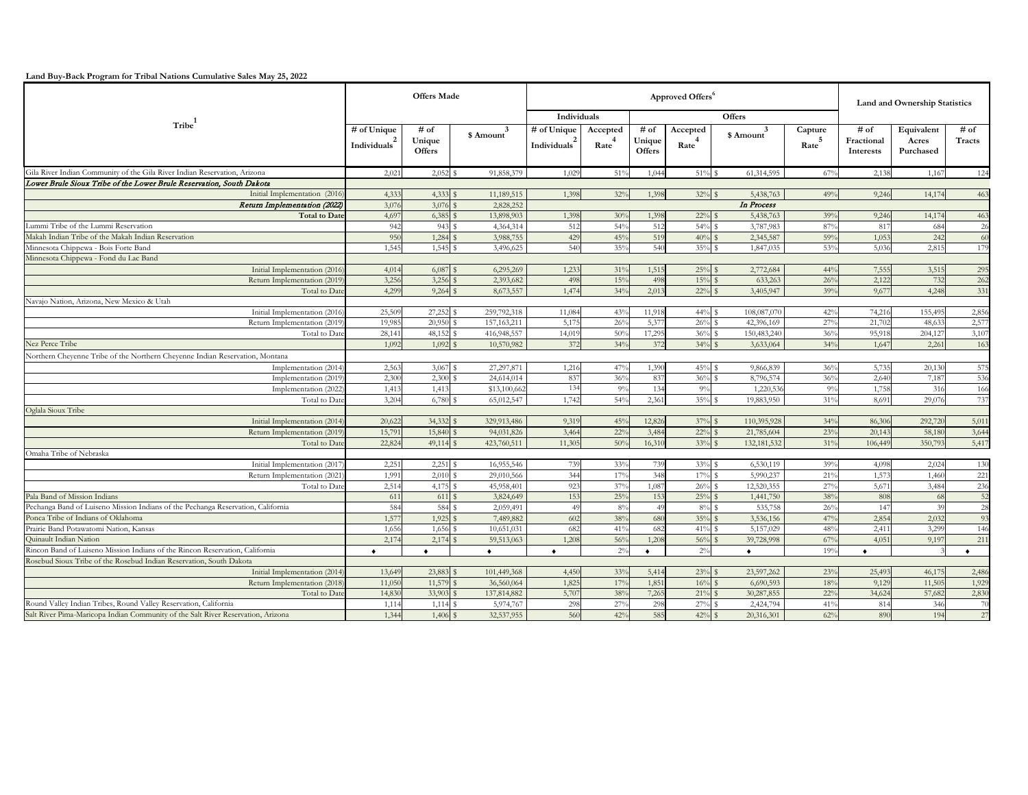**Land Buy-Back Program for Tribal Nations Cumulative Sales May 25, 2022**

| Tribe[1] | Offers Made | | | Approved Offers[6] | | | | | | Land and Ownership Statistics | | |
|---|---|---|---|---|---|---|---|---|---|---|---|---|
| | | | | Individuals | | Offers | | | | | | |
| | # of Unique Individuals[2] | # of Unique Offers | $ Amount[3] | # of Unique Individuals[2] | Accepted Rate[4] | # of Unique Offers | Accepted Rate[4] | $ Amount[3] | Capture Rate[5] | # of Fractional Interests | Equivalent Acres Purchased | # of Tracts |
| Gila River Indian Community of the Gila River Indian Reservation, Arizona | 2,021 | 2,052 | $ 91,858,379 | 1,029 | 51% | 1,044 | 51% | $ 61,314,595 | 67% | 2,138 | 1,167 | 124 |
| *Lower Brule Sioux Tribe of the Lower Brule Reservation, South Dakota* | | | | | | | | | | | | |
| Initial Implementation (2016) | 4,333 | 4,333 | $ 11,189,515 | 1,398 | 32% | 1,398 | 32% | $ 5,438,763 | 49% | 9,246 | 14,174 | 463 |
| *Return Implementation (2022)* | 3,076 | 3,076 | $ 2,828,252 | | | | | *In Process* | | | | |
| **Total to Date** | 4,697 | 6,385 | $ 13,898,903 | 1,398 | 30% | 1,398 | 22% | $ 5,438,763 | 39% | 9,246 | 14,174 | 463 |
| Lummi Tribe of the Lummi Reservation | 942 | 943 | $ 4,364,314 | 512 | 54% | 512 | 54% | $ 3,787,983 | 87% | 817 | 684 | 26 |
| Makah Indian Tribe of the Makah Indian Reservation | 950 | 1,284 | $ 3,988,755 | 429 | 45% | 519 | 40% | $ 2,345,587 | 59% | 1,053 | 242 | 60 |
| Minnesota Chippewa - Bois Forte Band | 1,545 | 1,545 | $ 3,496,625 | 540 | 35% | 540 | 35% | $ 1,847,035 | 53% | 5,036 | 2,815 | 179 |
| Minnesota Chippewa - Fond du Lac Band | | | | | | | | | | | | |
| Initial Implementation (2016) | 4,014 | 6,087 | $ 6,295,269 | 1,233 | 31% | 1,515 | 25% | $ 2,772,684 | 44% | 7,555 | 3,515 | 295 |
| Return Implementation (2019) | 3,256 | 3,256 | $ 2,393,682 | 498 | 15% | 498 | 15% | $ 633,263 | 26% | 2,122 | 732 | 262 |
| Total to Date | 4,299 | 9,264 | $ 8,673,557 | 1,474 | 34% | 2,013 | 22% | $ 3,405,947 | 39% | 9,677 | 4,248 | 331 |
| Navajo Nation, Arizona, New Mexico & Utah | | | | | | | | | | | | |
| Initial Implementation (2016) | 25,509 | 27,252 | $ 259,792,318 | 11,084 | 43% | 11,918 | 44% | $ 108,087,070 | 42% | 74,216 | 155,495 | 2,856 |
| Return Implementation (2019) | 19,985 | 20,950 | $ 157,163,211 | 5,175 | 26% | 5,377 | 26% | $ 42,396,169 | 27% | 21,702 | 48,633 | 2,577 |
| Total to Date | 28,141 | 48,152 | $ 416,948,557 | 14,019 | 50% | 17,295 | 36% | $ 150,483,240 | 36% | 95,918 | 204,127 | 3,107 |
| Nez Perce Tribe | 1,092 | 1,092 | $ 10,570,982 | 372 | 34% | 372 | 34% | $ 3,633,064 | 34% | 1,647 | 2,261 | 163 |
| Northern Cheyenne Tribe of the Northern Cheyenne Indian Reservation, Montana | | | | | | | | | | | | |
| Implementation (2014) | 2,563 | 3,067 | $ 27,297,871 | 1,216 | 47% | 1,390 | 45% | $ 9,866,839 | 36% | 5,735 | 20,130 | 575 |
| Implementation (2019) | 2,300 | 2,300 | $ 24,614,014 | 837 | 36% | 837 | 36% | $ 8,796,574 | 36% | 2,640 | 7,187 | 536 |
| Implementation (2022) | 1,413 | 1,413 | $13,100,662 | 134 | 9% | 134 | 9% | 1,220,536 | 9% | 1,758 | 316 | 166 |
| Total to Date | 3,204 | 6,780 | $ 65,012,547 | 1,742 | 54% | 2,361 | 35% | $ 19,883,950 | 31% | 8,691 | 29,076 | 737 |
| Oglala Sioux Tribe | | | | | | | | | | | | |
| Initial Implementation (2014) | 20,622 | 34,332 | $ 329,913,486 | 9,319 | 45% | 12,826 | 37% | $ 110,395,928 | 34% | 86,306 | 292,720 | 5,011 |
| Return Implementation (2019) | 15,791 | 15,840 | $ 94,031,826 | 3,464 | 22% | 3,484 | 22% | $ 21,785,604 | 23% | 20,143 | 58,180 | 3,644 |
| Total to Date | 22,824 | 49,114 | $ 423,760,511 | 11,305 | 50% | 16,310 | 33% | $ 132,181,532 | 31% | 106,449 | 350,793 | 5,417 |
| Omaha Tribe of Nebraska | | | | | | | | | | | | |
| Initial Implementation (2017) | 2,251 | 2,251 | $ 16,955,546 | 739 | 33% | 739 | 33% | $ 6,530,119 | 39% | 4,098 | 2,024 | 130 |
| Return Implementation (2021) | 1,991 | 2,010 | $ 29,010,566 | 344 | 17% | 348 | 17% | $ 5,990,237 | 21% | 1,573 | 1,460 | 221 |
| Total to Date | 2,514 | 4,175 | $ 45,958,401 | 923 | 37% | 1,087 | 26% | $ 12,520,355 | 27% | 5,671 | 3,484 | 236 |
| Pala Band of Mission Indians | 611 | 611 | $ 3,824,649 | 153 | 25% | 153 | 25% | $ 1,441,750 | 38% | 808 | 68 | 52 |
| Pechanga Band of Luiseno Mission Indians of the Pechanga Reservation, California | 584 | 584 | $ 2,059,491 | 49 | 8% | 49 | 8% | $ 535,758 | 26% | 147 | 39 | 28 |
| Ponca Tribe of Indians of Oklahoma | 1,577 | 1,925 | $ 7,489,882 | 602 | 38% | 680 | 35% | $ 3,536,156 | 47% | 2,854 | 2,032 | 93 |
| Prairie Band Potawatomi Nation, Kansas | 1,656 | 1,656 | $ 10,651,031 | 682 | 41% | 682 | 41% | $ 5,157,029 | 48% | 2,411 | 3,299 | 146 |
| Quinault Indian Nation | 2,174 | 2,174 | $ 59,513,063 | 1,208 | 56% | 1,208 | 56% | $ 39,728,998 | 67% | 4,051 | 9,197 | 211 |
| Rincon Band of Luiseno Mission Indians of the Rincon Reservation, California | ♦ | ♦ | ♦ | ♦ | 2% | ♦ | 2% | ♦ | 19% | ♦ | 3 | ♦ |
| Rosebud Sioux Tribe of the Rosebud Indian Reservation, South Dakota | | | | | | | | | | | | |
| Initial Implementation (2014) | 13,649 | 23,883 | $ 101,449,368 | 4,450 | 33% | 5,414 | 23% | $ 23,597,262 | 23% | 25,493 | 46,175 | 2,486 |
| Return Implementation (2018) | 11,050 | 11,579 | $ 36,560,064 | 1,825 | 17% | 1,851 | 16% | $ 6,690,593 | 18% | 9,129 | 11,505 | 1,929 |
| Total to Date | 14,830 | 33,903 | $ 137,814,882 | 5,707 | 38% | 7,265 | 21% | $ 30,287,855 | 22% | 34,624 | 57,682 | 2,830 |
| Round Valley Indian Tribes, Round Valley Reservation, California | 1,114 | 1,114 | $ 5,974,767 | 298 | 27% | 298 | 27% | $ 2,424,794 | 41% | 814 | 346 | 70 |
| Salt River Pima-Maricopa Indian Community of the Salt River Reservation, Arizona | 1,344 | 1,406 | $ 32,537,955 | 560 | 42% | 585 | 42% | $ 20,316,301 | 62% | 890 | 194 | 27 |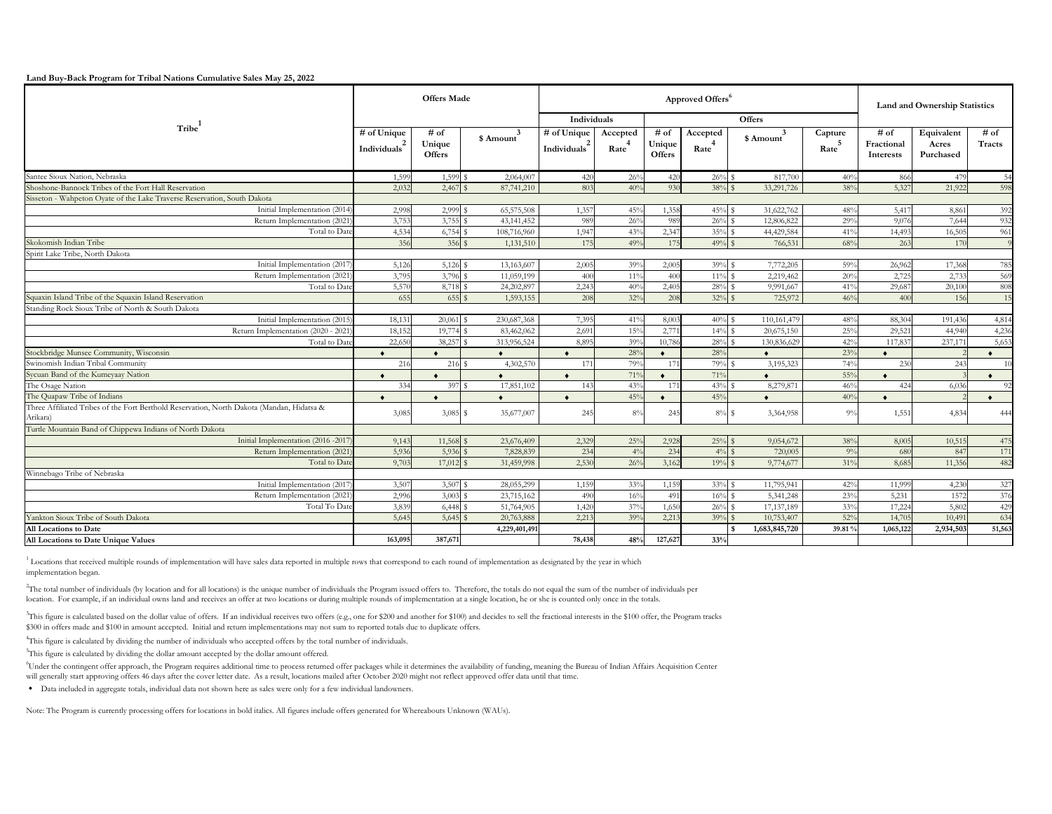**Land Buy-Back Program for Tribal Nations Cumulative Sales May 25, 2022**

| Tribe[1] | Offers Made | | | Approved Offers[6] | | | | | | Land and Ownership Statistics | | |
|---|---|---|---|---|---|---|---|---|---|---|---|---|
| | | | | Individuals | | Offers | | | | | | |
| | # of Unique Individuals[2] | # of Unique Offers | $ Amount[3] | # of Unique Individuals[2] | Accepted Rate[4] | # of Unique Offers | Accepted Rate[4] | $ Amount[3] | Capture Rate[5] | # of Fractional Interests | Equivalent Acres Purchased | # of Tracts |
| Santee Sioux Nation, Nebraska | 1,599 | 1,599 | $ 2,064,007 | 420 | 26% | 420 | 26% | $ 817,700 | 40% | 866 | 479 | 54 |
| Shoshone-Bannock Tribes of the Fort Hall Reservation | 2,032 | 2,467 | $ 87,741,210 | 803 | 40% | 930 | 38% | $ 33,291,726 | 38% | 5,327 | 21,922 | 598 |
| Sisseton - Wahpeton Oyate of the Lake Traverse Reservation, South Dakota | | | | | | | | | | | | |
| Initial Implementation (2014) | 2,998 | 2,999 | $ 65,575,508 | 1,357 | 45% | 1,358 | 45% | $ 31,622,762 | 48% | 5,417 | 8,861 | 392 |
| Return Implementation (2021) | 3,753 | 3,755 | $ 43,141,452 | 989 | 26% | 989 | 26% | $ 12,806,822 | 29% | 9,076 | 7,644 | 932 |
| Total to Date | 4,534 | 6,754 | $ 108,716,960 | 1,947 | 43% | 2,347 | 35% | $ 44,429,584 | 41% | 14,493 | 16,505 | 961 |
| Skokomish Indian Tribe | 356 | 356 | $ 1,131,510 | 175 | 49% | 175 | 49% | $ 766,531 | 68% | 263 | 170 | 9 |
| Spirit Lake Tribe, North Dakota | | | | | | | | | | | | |
| Initial Implementation (2017) | 5,126 | 5,126 | $ 13,163,607 | 2,005 | 39% | 2,005 | 39% | $ 7,772,205 | 59% | 26,962 | 17,368 | 785 |
| Return Implementation (2021) | 3,795 | 3,796 | $ 11,059,199 | 400 | 11% | 400 | 11% | $ 2,219,462 | 20% | 2,725 | 2,733 | 569 |
| Total to Date | 5,570 | 8,718 | $ 24,202,897 | 2,243 | 40% | 2,405 | 28% | $ 9,991,667 | 41% | 29,687 | 20,100 | 808 |
| Squaxin Island Tribe of the Squaxin Island Reservation | 655 | 655 | $ 1,593,155 | 208 | 32% | 208 | 32% | $ 725,972 | 46% | 400 | 156 | 15 |
| Standing Rock Sioux Tribe of North & South Dakota | | | | | | | | | | | | |
| Initial Implementation (2015) | 18,131 | 20,061 | $ 230,687,368 | 7,395 | 41% | 8,003 | 40% | $ 110,161,479 | 48% | 88,304 | 191,436 | 4,814 |
| Return Implementation (2020 - 2021) | 18,152 | 19,774 | $ 83,462,062 | 2,691 | 15% | 2,771 | 14% | $ 20,675,150 | 25% | 29,521 | 44,940 | 4,236 |
| Total to Date | 22,650 | 38,257 | $ 313,956,524 | 8,895 | 39% | 10,786 | 28% | $ 130,836,629 | 42% | 117,837 | 237,171 | 5,653 |
| Stockbridge Munsee Community, Wisconsin | ◆ | ◆ | ◆ | ◆ | 28% | ◆ | 28% | ◆ | 23% | ◆ | 2 | ◆ |
| Swinomish Indian Tribal Community | 216 | 216 | $ 4,302,570 | 171 | 79% | 171 | 79% | $ 3,195,323 | 74% | 230 | 243 | 10 |
| Sycuan Band of the Kumeyaay Nation | ◆ | ◆ | ◆ | ◆ | 71% | ◆ | 71% | ◆ | 55% | ◆ | 3 | ◆ |
| The Osage Nation | 334 | 397 | $ 17,851,102 | 143 | 43% | 171 | 43% | $ 8,279,871 | 46% | 424 | 6,036 | 92 |
| The Quapaw Tribe of Indians | ◆ | ◆ | ◆ | ◆ | 45% | ◆ | 45% | ◆ | 40% | ◆ | 2 | ◆ |
| Three Affiliated Tribes of the Fort Berthold Reservation, North Dakota (Mandan, Hidatsa & Arikara) | 3,085 | 3,085 | $ 35,677,007 | 245 | 8% | 245 | 8% | $ 3,364,958 | 9% | 1,551 | 4,834 | 444 |
| Turtle Mountain Band of Chippewa Indians of North Dakota | | | | | | | | | | | | |
| Initial Implementation (2016 -2017) | 9,143 | 11,568 | $ 23,676,409 | 2,329 | 25% | 2,928 | 25% | $ 9,054,672 | 38% | 8,005 | 10,515 | 475 |
| Return Implementation (2021) | 5,936 | 5,936 | $ 7,828,839 | 234 | 4% | 234 | 4% | $ 720,005 | 9% | 680 | 847 | 171 |
| Total to Date | 9,703 | 17,012 | $ 31,459,998 | 2,530 | 26% | 3,162 | 19% | $ 9,774,677 | 31% | 8,685 | 11,356 | 482 |
| Winnebago Tribe of Nebraska | | | | | | | | | | | | |
| Initial Implementation (2017) | 3,507 | 3,507 | $ 28,055,299 | 1,159 | 33% | 1,159 | 33% | $ 11,795,941 | 42% | 11,999 | 4,230 | 327 |
| Return Implementation (2021) | 2,996 | 3,003 | $ 23,715,162 | 490 | 16% | 491 | 16% | $ 5,341,248 | 23% | 5,231 | 1572 | 376 |
| Total To Date | 3,839 | 6,448 | $ 51,764,905 | 1,420 | 37% | 1,650 | 26% | $ 17,137,189 | 33% | 17,224 | 5,802 | 429 |
| Yankton Sioux Tribe of South Dakota | 5,645 | 5,645 | $ 20,763,888 | 2,213 | 39% | 2,213 | 39% | $ 10,753,407 | 52% | 14,705 | 10,491 | 634 |
| **All Locations to Date** | | | **4,229,401,491** | | | | | **$ 1,683,845,720** | **39.81%** | **1,065,122** | **2,934,503** | **51,563** |
| **All Locations to Date Unique Values** | **163,095** | **387,671** | | **78,438** | **48%** | **127,627** | **33%** | | | | | |

[1] Locations that received multiple rounds of implementation will have sales data reported in multiple rows that correspond to each round of implementation as designated by the year in which implementation began.

[2] The total number of individuals (by location and for all locations) is the unique number of individuals the Program issued offers to. Therefore, the totals do not equal the sum of the number of individuals per location. For example, if an individual owns land and receives an offer at two locations or during multiple rounds of implementation at a single location, he or she is counted only once in the totals.

[3] This figure is calculated based on the dollar value of offers. If an individual receives two offers (e.g., one for $200 and another for $100) and decides to sell the fractional interests in the $100 offer, the Program tracks $300 in offers made and $100 in amount accepted. Initial and return implementations may not sum to reported totals due to duplicate offers.

[4] This figure is calculated by dividing the number of individuals who accepted offers by the total number of individuals.

[5] This figure is calculated by dividing the dollar amount accepted by the dollar amount offered.

[6] Under the contingent offer approach, the Program requires additional time to process returned offer packages while it determines the availability of funding, meaning the Bureau of Indian Affairs Acquisition Center will generally start approving offers 46 days after the cover letter date. As a result, locations mailed after October 2020 might not reflect approved offer data until that time.

◆ Data included in aggregate totals, individual data not shown here as sales were only for a few individual landowners.

Note: The Program is currently processing offers for locations in bold italics. All figures include offers generated for Whereabouts Unknown (WAUs).